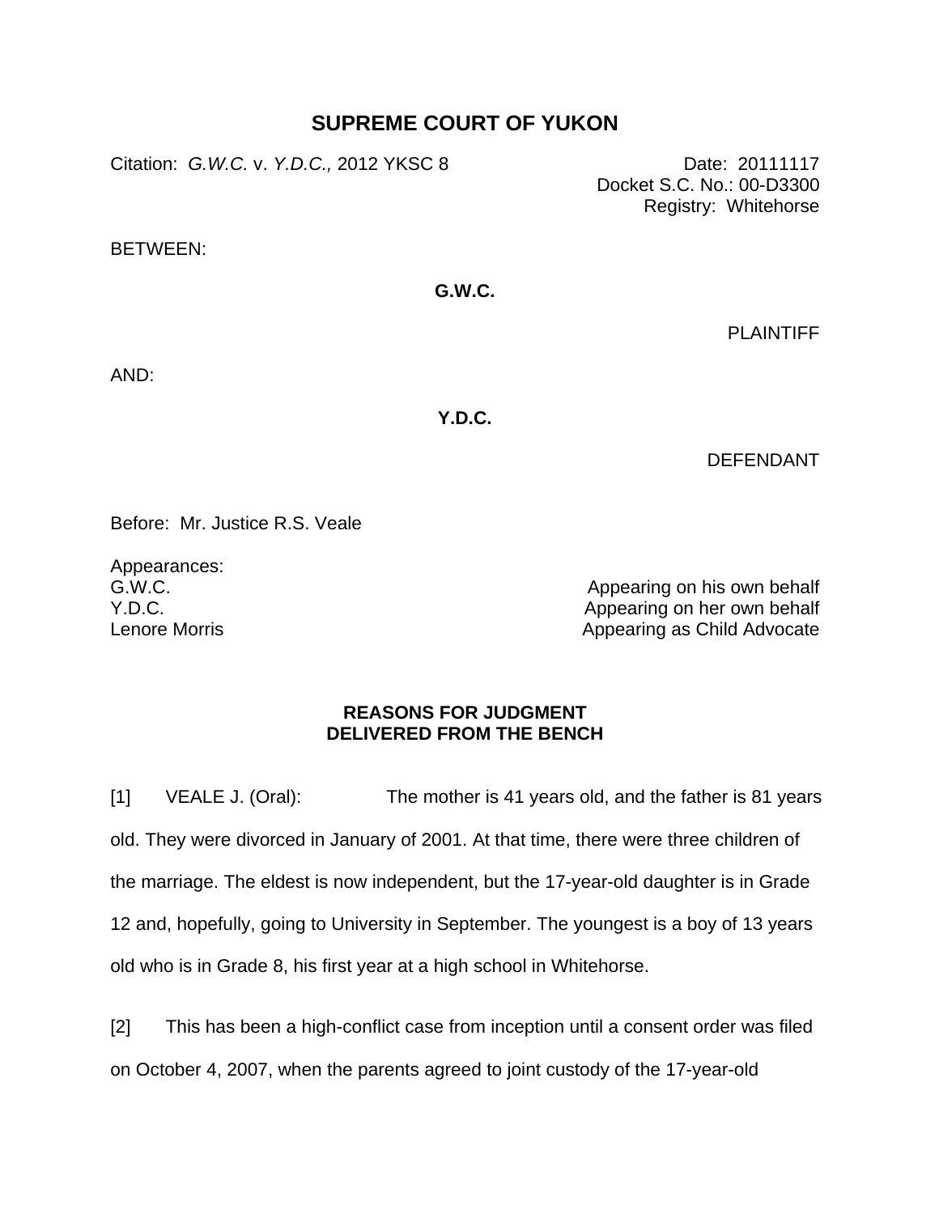# SUPREME COURT OF YUKON

Citation: *G.W.C.* v. *Y.D.C.,* 2012 YKSC 8

Date: 20111117
Docket S.C. No.: 00-D3300
Registry: Whitehorse

BETWEEN:

**G.W.C.**

PLAINTIFF

AND:

**Y.D.C.**

DEFENDANT

Before: Mr. Justice R.S. Veale

Appearances:

| | |
|---|---|
| G.W.C. | Appearing on his own behalf |
| Y.D.C. | Appearing on her own behalf |
| Lenore Morris | Appearing as Child Advocate |

**REASONS FOR JUDGMENT**
**DELIVERED FROM THE BENCH**

[1] VEALE J. (Oral): The mother is 41 years old, and the father is 81 years old. They were divorced in January of 2001. At that time, there were three children of the marriage. The eldest is now independent, but the 17-year-old daughter is in Grade 12 and, hopefully, going to University in September. The youngest is a boy of 13 years old who is in Grade 8, his first year at a high school in Whitehorse.

[2] This has been a high-conflict case from inception until a consent order was filed on October 4, 2007, when the parents agreed to joint custody of the 17-year-old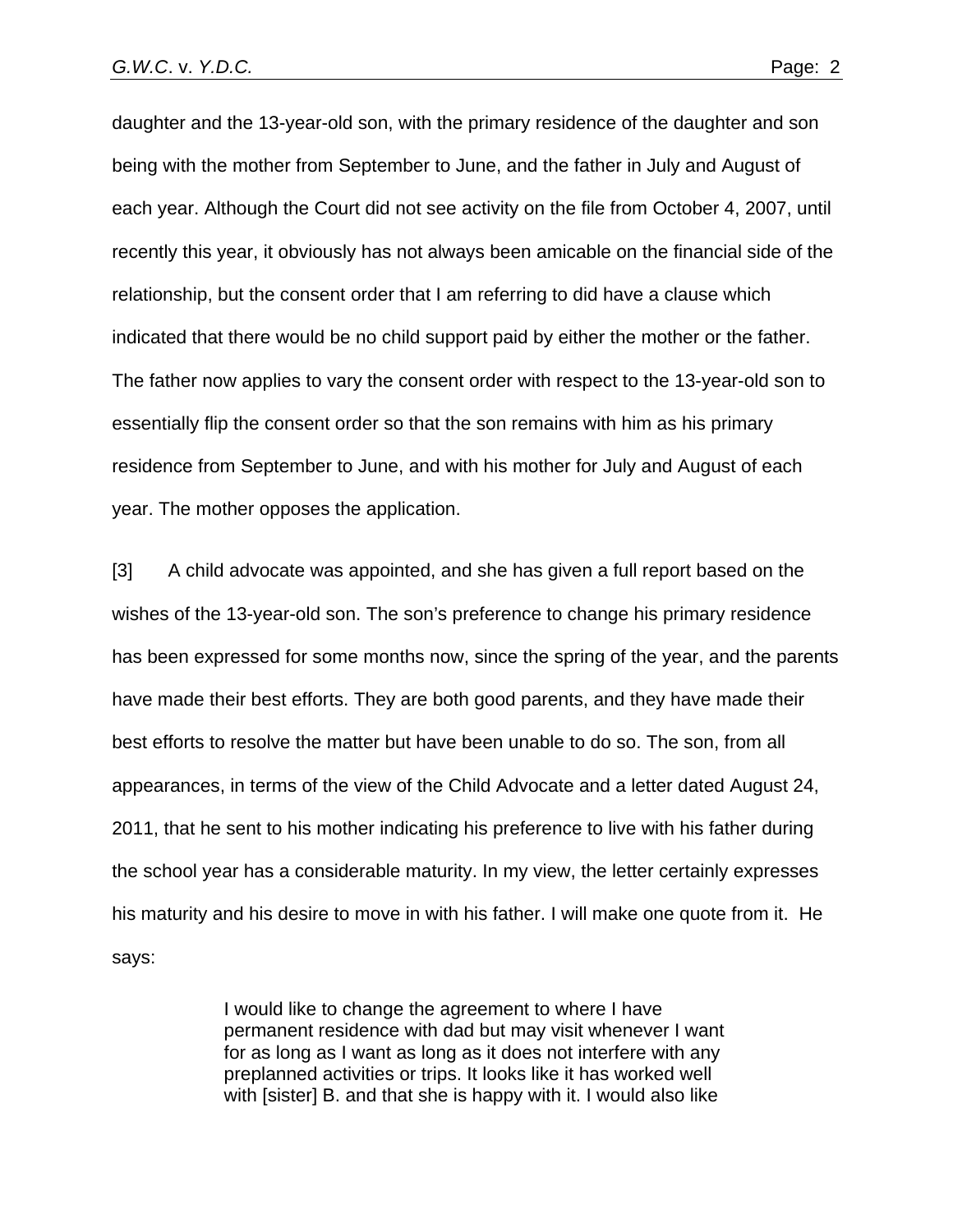daughter and the 13-year-old son, with the primary residence of the daughter and son being with the mother from September to June, and the father in July and August of each year. Although the Court did not see activity on the file from October 4, 2007, until recently this year, it obviously has not always been amicable on the financial side of the relationship, but the consent order that I am referring to did have a clause which indicated that there would be no child support paid by either the mother or the father. The father now applies to vary the consent order with respect to the 13-year-old son to essentially flip the consent order so that the son remains with him as his primary residence from September to June, and with his mother for July and August of each year. The mother opposes the application.

[3] A child advocate was appointed, and she has given a full report based on the wishes of the 13-year-old son. The son's preference to change his primary residence has been expressed for some months now, since the spring of the year, and the parents have made their best efforts. They are both good parents, and they have made their best efforts to resolve the matter but have been unable to do so. The son, from all appearances, in terms of the view of the Child Advocate and a letter dated August 24, 2011, that he sent to his mother indicating his preference to live with his father during the school year has a considerable maturity. In my view, the letter certainly expresses his maturity and his desire to move in with his father. I will make one quote from it. He says:

> I would like to change the agreement to where I have permanent residence with dad but may visit whenever I want for as long as I want as long as it does not interfere with any preplanned activities or trips. It looks like it has worked well with [sister] B. and that she is happy with it. I would also like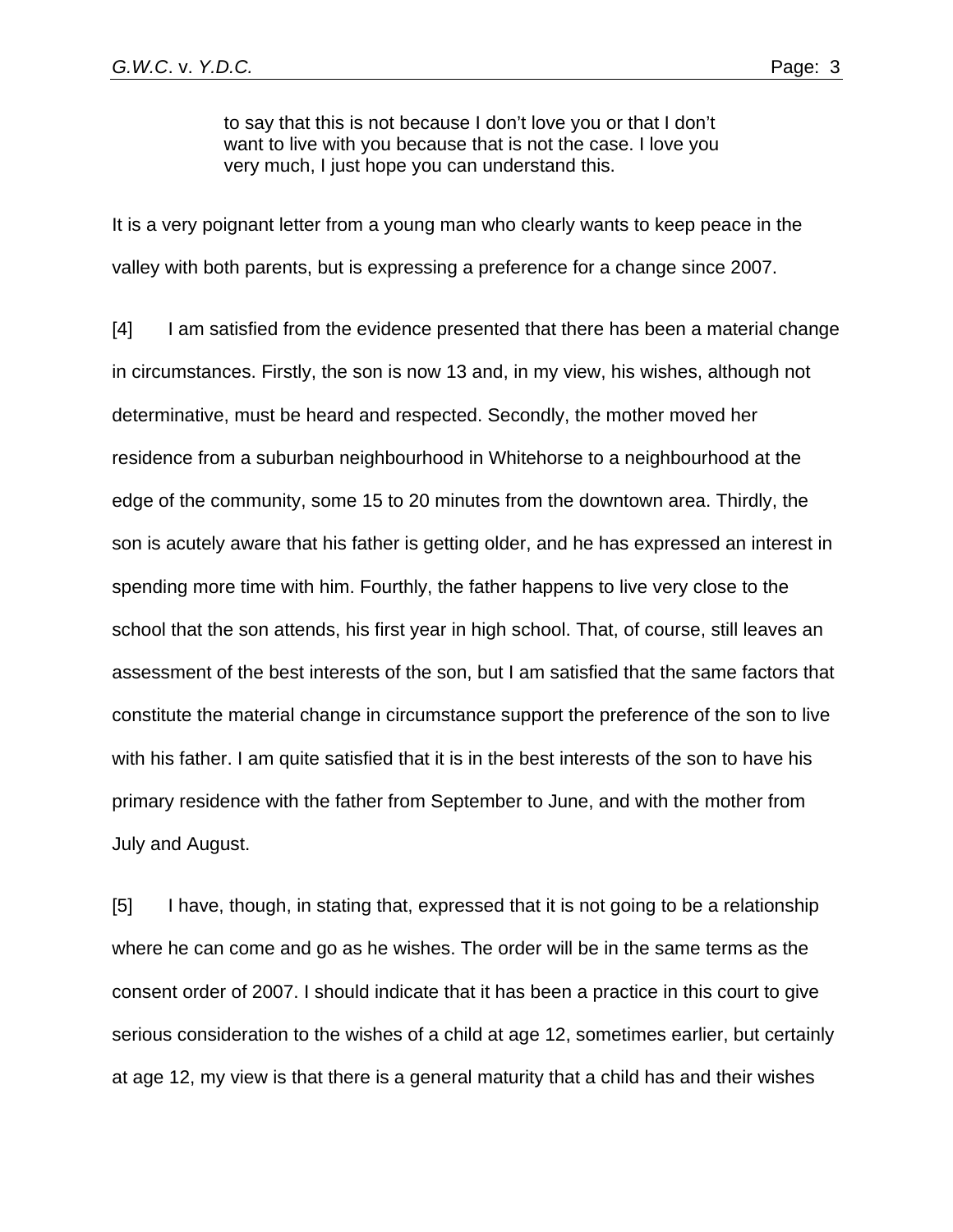> to say that this is not because I don't love you or that I don't want to live with you because that is not the case. I love you very much, I just hope you can understand this.

It is a very poignant letter from a young man who clearly wants to keep peace in the valley with both parents, but is expressing a preference for a change since 2007.

[4] I am satisfied from the evidence presented that there has been a material change in circumstances. Firstly, the son is now 13 and, in my view, his wishes, although not determinative, must be heard and respected. Secondly, the mother moved her residence from a suburban neighbourhood in Whitehorse to a neighbourhood at the edge of the community, some 15 to 20 minutes from the downtown area. Thirdly, the son is acutely aware that his father is getting older, and he has expressed an interest in spending more time with him. Fourthly, the father happens to live very close to the school that the son attends, his first year in high school. That, of course, still leaves an assessment of the best interests of the son, but I am satisfied that the same factors that constitute the material change in circumstance support the preference of the son to live with his father. I am quite satisfied that it is in the best interests of the son to have his primary residence with the father from September to June, and with the mother from July and August.

[5] I have, though, in stating that, expressed that it is not going to be a relationship where he can come and go as he wishes. The order will be in the same terms as the consent order of 2007. I should indicate that it has been a practice in this court to give serious consideration to the wishes of a child at age 12, sometimes earlier, but certainly at age 12, my view is that there is a general maturity that a child has and their wishes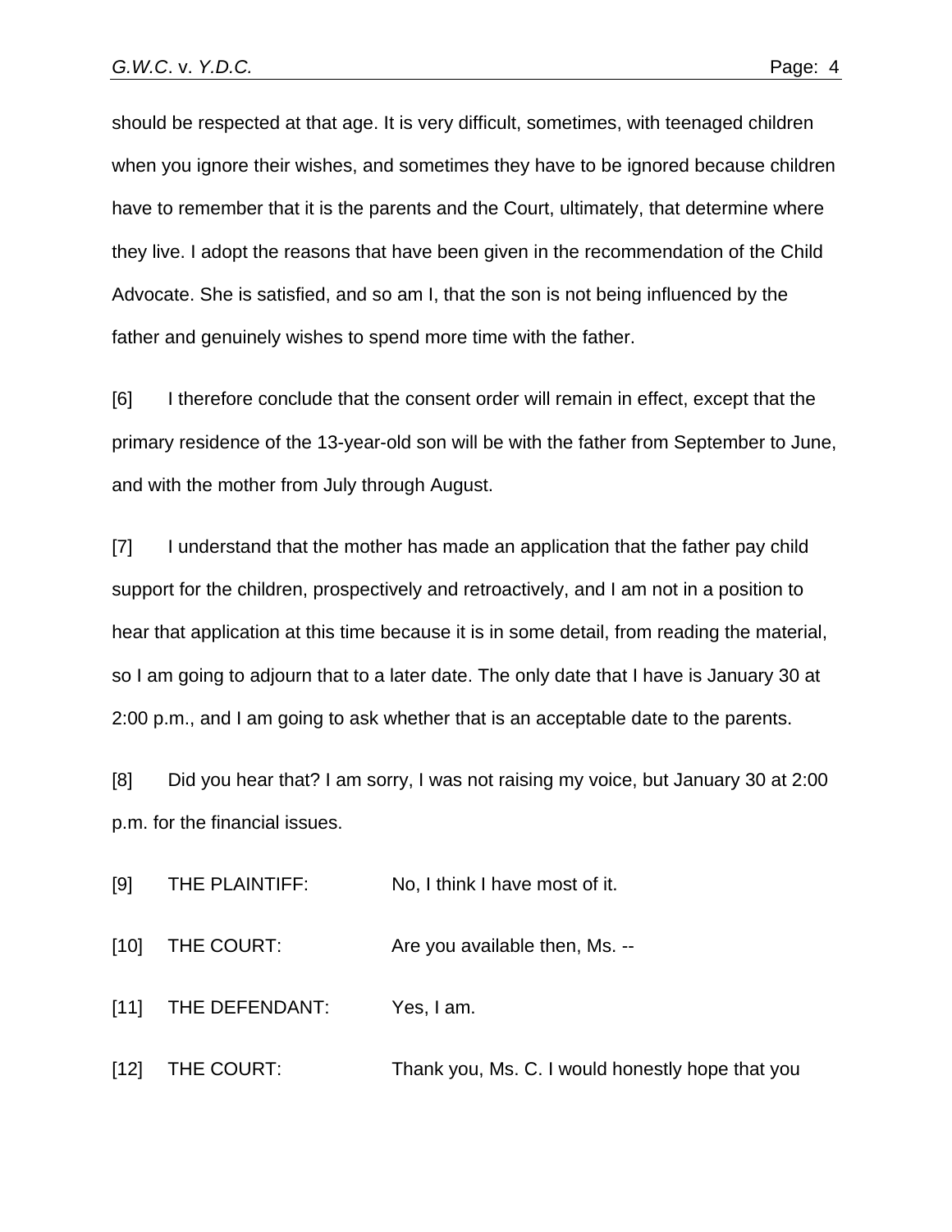should be respected at that age. It is very difficult, sometimes, with teenaged children when you ignore their wishes, and sometimes they have to be ignored because children have to remember that it is the parents and the Court, ultimately, that determine where they live. I adopt the reasons that have been given in the recommendation of the Child Advocate. She is satisfied, and so am I, that the son is not being influenced by the father and genuinely wishes to spend more time with the father.

[6] I therefore conclude that the consent order will remain in effect, except that the primary residence of the 13-year-old son will be with the father from September to June, and with the mother from July through August.

[7] I understand that the mother has made an application that the father pay child support for the children, prospectively and retroactively, and I am not in a position to hear that application at this time because it is in some detail, from reading the material, so I am going to adjourn that to a later date. The only date that I have is January 30 at 2:00 p.m., and I am going to ask whether that is an acceptable date to the parents.

[8] Did you hear that? I am sorry, I was not raising my voice, but January 30 at 2:00 p.m. for the financial issues.

[9] THE PLAINTIFF: No, I think I have most of it.

[10] THE COURT: Are you available then, Ms. --

[11] THE DEFENDANT: Yes, I am.

[12] THE COURT: Thank you, Ms. C. I would honestly hope that you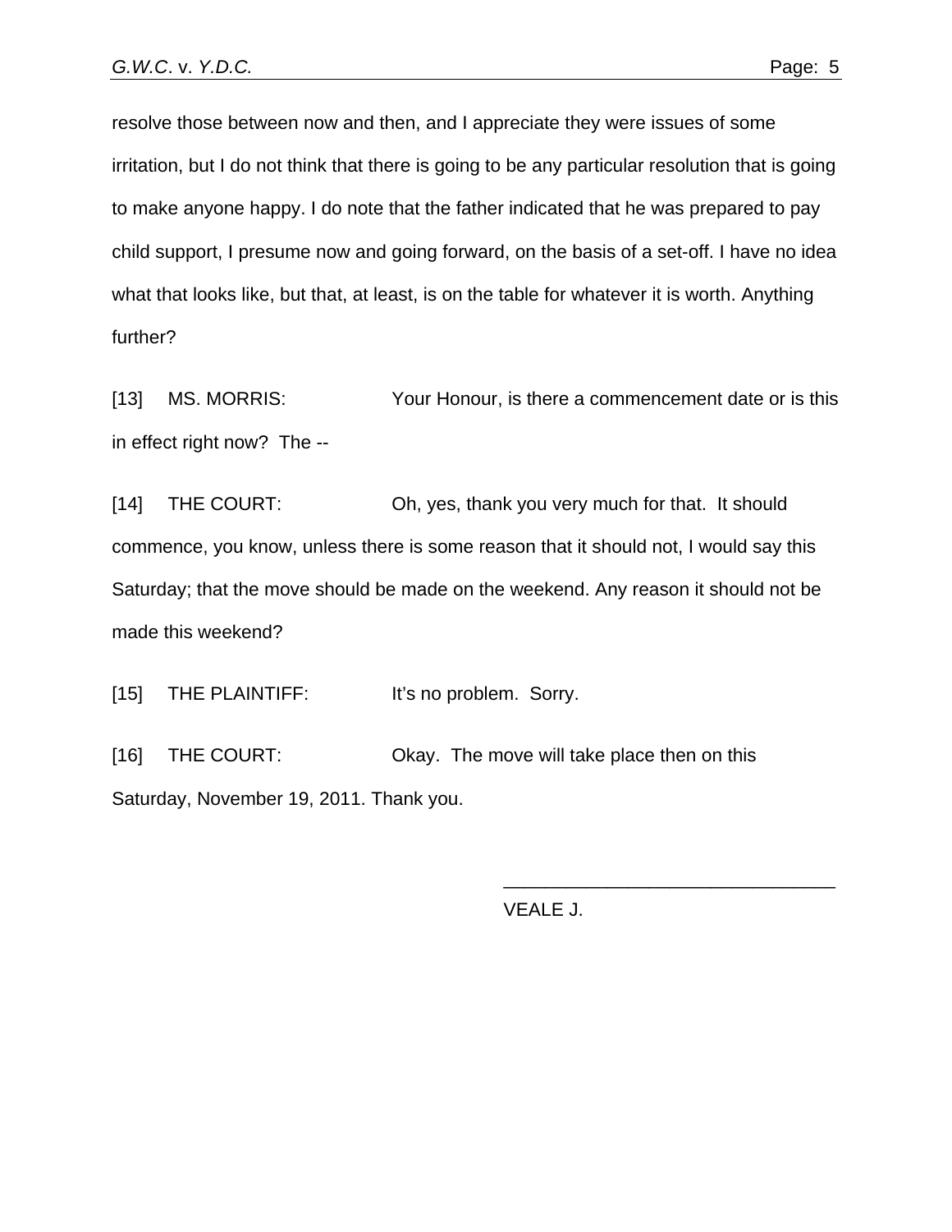resolve those between now and then, and I appreciate they were issues of some irritation, but I do not think that there is going to be any particular resolution that is going to make anyone happy. I do note that the father indicated that he was prepared to pay child support, I presume now and going forward, on the basis of a set-off. I have no idea what that looks like, but that, at least, is on the table for whatever it is worth. Anything further?

[13] MS. MORRIS: Your Honour, is there a commencement date or is this in effect right now? The --

[14] THE COURT: Oh, yes, thank you very much for that. It should commence, you know, unless there is some reason that it should not, I would say this Saturday; that the move should be made on the weekend. Any reason it should not be made this weekend?

[15] THE PLAINTIFF: It's no problem. Sorry.

[16] THE COURT: Okay. The move will take place then on this Saturday, November 19, 2011. Thank you.

VEALE J.